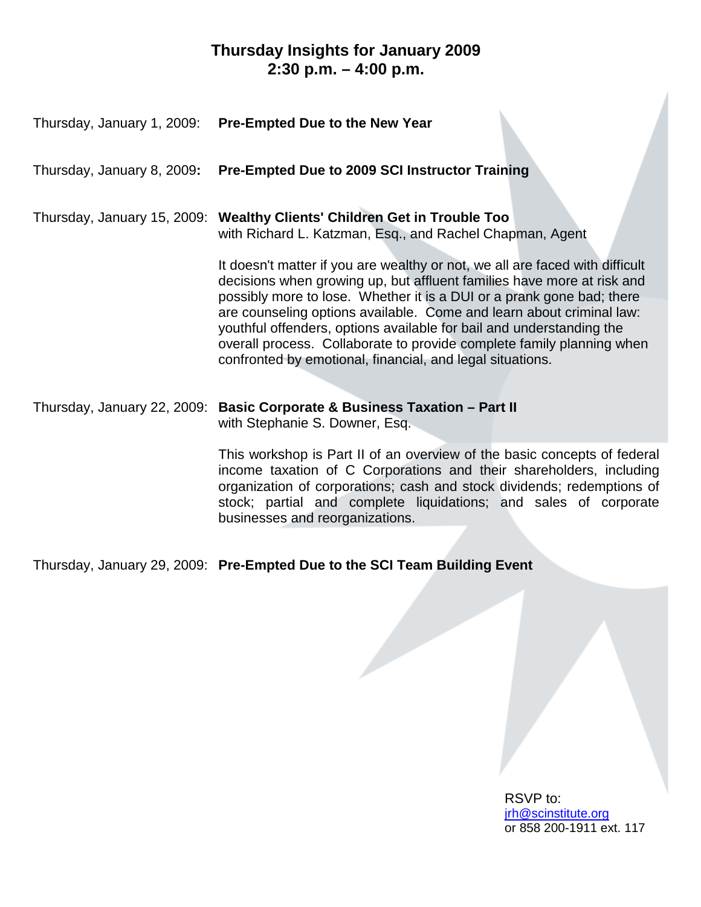# Thursday Insights for January 2009
## 2:30 p.m. – 4:00 p.m.

Thursday, January 1, 2009: **Pre-Empted Due to the New Year**

Thursday, January 8, 2009**:** **Pre-Empted Due to 2009 SCI Instructor Training**

Thursday, January 15, 2009: **Wealthy Clients' Children Get in Trouble Too**
with Richard L. Katzman, Esq., and Rachel Chapman, Agent

It doesn't matter if you are wealthy or not, we all are faced with difficult decisions when growing up, but affluent families have more at risk and possibly more to lose. Whether it is a DUI or a prank gone bad; there are counseling options available. Come and learn about criminal law: youthful offenders, options available for bail and understanding the overall process. Collaborate to provide complete family planning when confronted by emotional, financial, and legal situations.

Thursday, January 22, 2009: **Basic Corporate & Business Taxation – Part II**
with Stephanie S. Downer, Esq.

This workshop is Part II of an overview of the basic concepts of federal income taxation of C Corporations and their shareholders, including organization of corporations; cash and stock dividends; redemptions of stock; partial and complete liquidations; and sales of corporate businesses and reorganizations.

Thursday, January 29, 2009: **Pre-Empted Due to the SCI Team Building Event**

RSVP to:
jrh@scinstitute.org
or 858 200-1911 ext. 117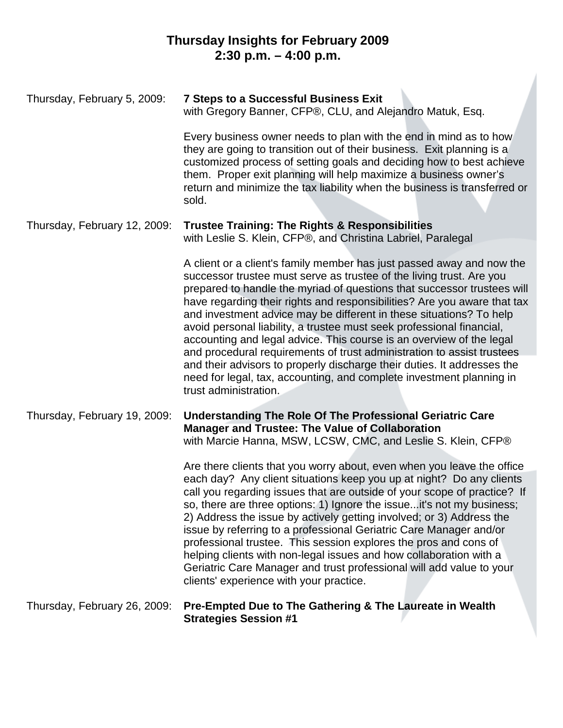## Thursday Insights for February 2009
## 2:30 p.m. – 4:00 p.m.

Thursday, February 5, 2009: **7 Steps to a Successful Business Exit**
with Gregory Banner, CFP®, CLU, and Alejandro Matuk, Esq.

Every business owner needs to plan with the end in mind as to how they are going to transition out of their business. Exit planning is a customized process of setting goals and deciding how to best achieve them. Proper exit planning will help maximize a business owner's return and minimize the tax liability when the business is transferred or sold.

Thursday, February 12, 2009: **Trustee Training: The Rights & Responsibilities**
with Leslie S. Klein, CFP®, and Christina Labriel, Paralegal

A client or a client's family member has just passed away and now the successor trustee must serve as trustee of the living trust. Are you prepared to handle the myriad of questions that successor trustees will have regarding their rights and responsibilities? Are you aware that tax and investment advice may be different in these situations? To help avoid personal liability, a trustee must seek professional financial, accounting and legal advice. This course is an overview of the legal and procedural requirements of trust administration to assist trustees and their advisors to properly discharge their duties. It addresses the need for legal, tax, accounting, and complete investment planning in trust administration.

Thursday, February 19, 2009: **Understanding The Role Of The Professional Geriatric Care Manager and Trustee: The Value of Collaboration**
with Marcie Hanna, MSW, LCSW, CMC, and Leslie S. Klein, CFP®

Are there clients that you worry about, even when you leave the office each day? Any client situations keep you up at night? Do any clients call you regarding issues that are outside of your scope of practice? If so, there are three options: 1) Ignore the issue...it's not my business; 2) Address the issue by actively getting involved; or 3) Address the issue by referring to a professional Geriatric Care Manager and/or professional trustee. This session explores the pros and cons of helping clients with non-legal issues and how collaboration with a Geriatric Care Manager and trust professional will add value to your clients' experience with your practice.

Thursday, February 26, 2009: **Pre-Empted Due to The Gathering & The Laureate in Wealth Strategies Session #1**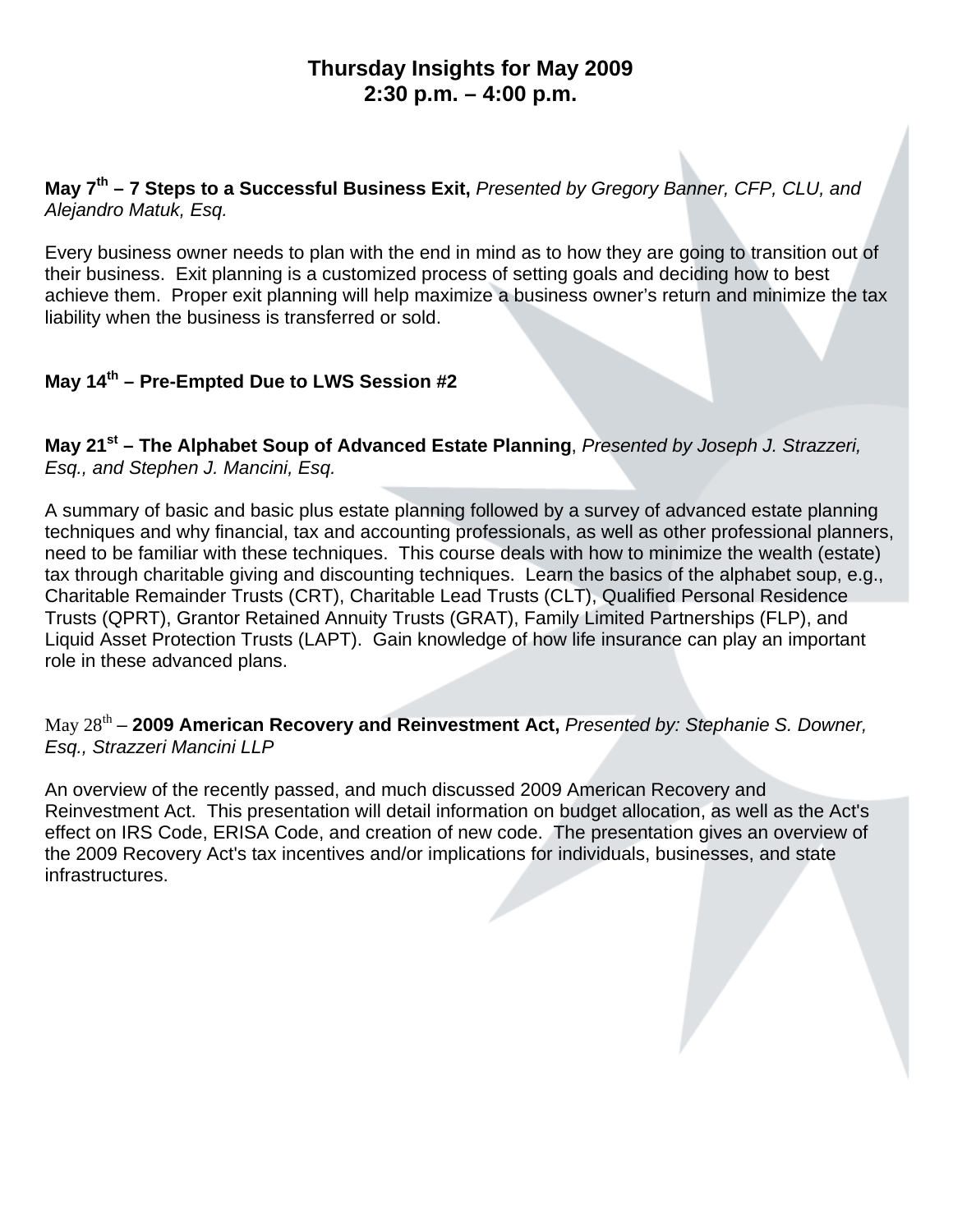# Thursday Insights for May 2009
## 2:30 p.m. – 4:00 p.m.

**May 7th – 7 Steps to a Successful Business Exit,** *Presented by Gregory Banner, CFP, CLU, and Alejandro Matuk, Esq.*

Every business owner needs to plan with the end in mind as to how they are going to transition out of their business. Exit planning is a customized process of setting goals and deciding how to best achieve them. Proper exit planning will help maximize a business owner's return and minimize the tax liability when the business is transferred or sold.

**May 14th – Pre-Empted Due to LWS Session #2**

**May 21st – The Alphabet Soup of Advanced Estate Planning**, *Presented by Joseph J. Strazzeri, Esq., and Stephen J. Mancini, Esq.*

A summary of basic and basic plus estate planning followed by a survey of advanced estate planning techniques and why financial, tax and accounting professionals, as well as other professional planners, need to be familiar with these techniques. This course deals with how to minimize the wealth (estate) tax through charitable giving and discounting techniques. Learn the basics of the alphabet soup, e.g., Charitable Remainder Trusts (CRT), Charitable Lead Trusts (CLT), Qualified Personal Residence Trusts (QPRT), Grantor Retained Annuity Trusts (GRAT), Family Limited Partnerships (FLP), and Liquid Asset Protection Trusts (LAPT). Gain knowledge of how life insurance can play an important role in these advanced plans.

May 28th – **2009 American Recovery and Reinvestment Act,** *Presented by: Stephanie S. Downer, Esq., Strazzeri Mancini LLP*

An overview of the recently passed, and much discussed 2009 American Recovery and Reinvestment Act. This presentation will detail information on budget allocation, as well as the Act's effect on IRS Code, ERISA Code, and creation of new code. The presentation gives an overview of the 2009 Recovery Act's tax incentives and/or implications for individuals, businesses, and state infrastructures.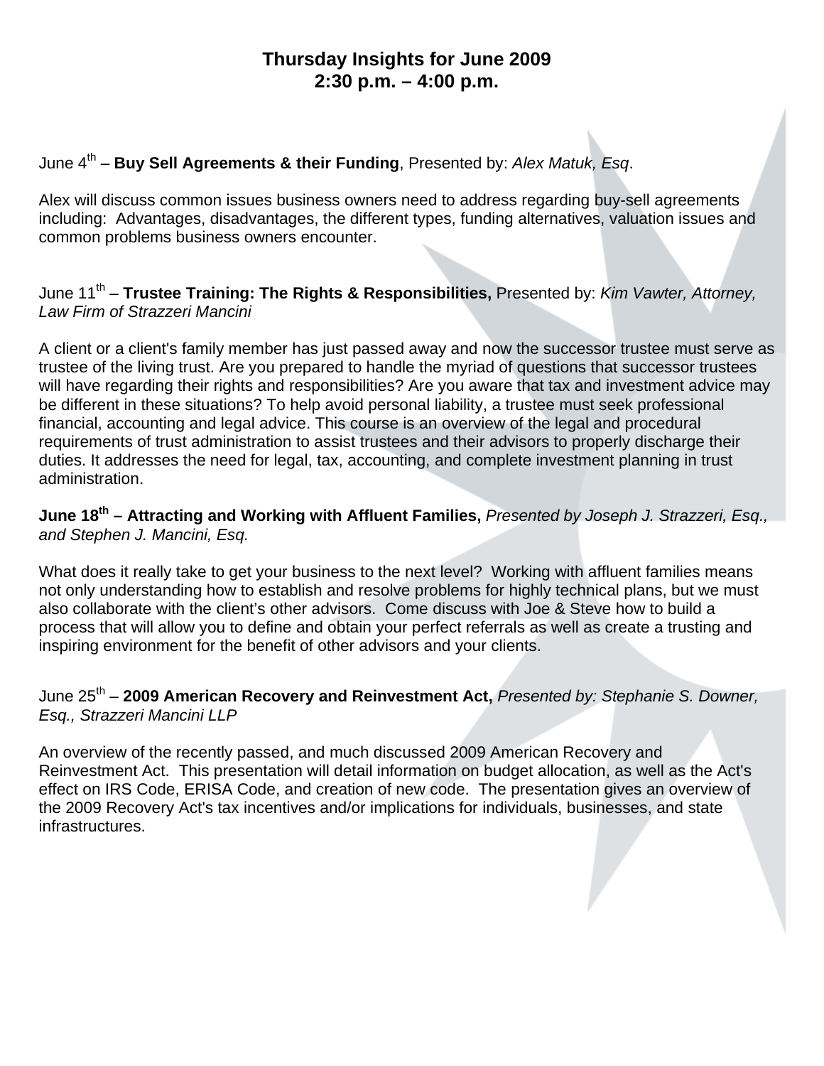## Thursday Insights for June 2009
## 2:30 p.m. – 4:00 p.m.

June 4th – **Buy Sell Agreements & their Funding**, Presented by: *Alex Matuk, Esq*.

Alex will discuss common issues business owners need to address regarding buy-sell agreements including: Advantages, disadvantages, the different types, funding alternatives, valuation issues and common problems business owners encounter.

June 11th – **Trustee Training: The Rights & Responsibilities,** Presented by: *Kim Vawter, Attorney, Law Firm of Strazzeri Mancini*

A client or a client's family member has just passed away and now the successor trustee must serve as trustee of the living trust. Are you prepared to handle the myriad of questions that successor trustees will have regarding their rights and responsibilities? Are you aware that tax and investment advice may be different in these situations? To help avoid personal liability, a trustee must seek professional financial, accounting and legal advice. This course is an overview of the legal and procedural requirements of trust administration to assist trustees and their advisors to properly discharge their duties. It addresses the need for legal, tax, accounting, and complete investment planning in trust administration.

**June 18th – Attracting and Working with Affluent Families,** *Presented by Joseph J. Strazzeri, Esq., and Stephen J. Mancini, Esq.*

What does it really take to get your business to the next level? Working with affluent families means not only understanding how to establish and resolve problems for highly technical plans, but we must also collaborate with the client's other advisors. Come discuss with Joe & Steve how to build a process that will allow you to define and obtain your perfect referrals as well as create a trusting and inspiring environment for the benefit of other advisors and your clients.

June 25th – **2009 American Recovery and Reinvestment Act,** *Presented by: Stephanie S. Downer, Esq., Strazzeri Mancini LLP*

An overview of the recently passed, and much discussed 2009 American Recovery and Reinvestment Act. This presentation will detail information on budget allocation, as well as the Act's effect on IRS Code, ERISA Code, and creation of new code. The presentation gives an overview of the 2009 Recovery Act's tax incentives and/or implications for individuals, businesses, and state infrastructures.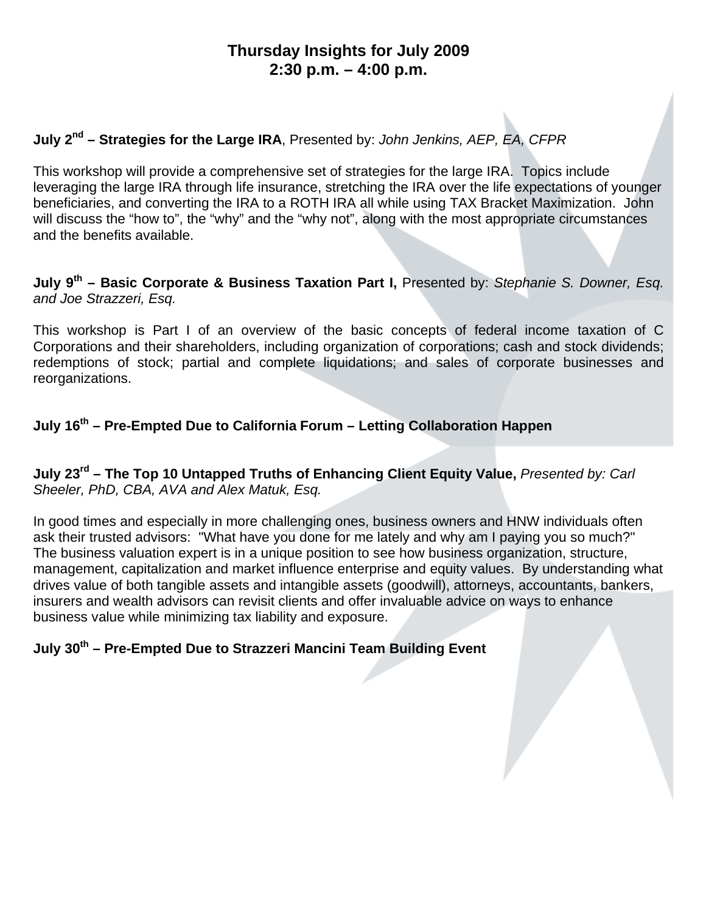# Thursday Insights for July 2009
# 2:30 p.m. – 4:00 p.m.

**July 2nd – Strategies for the Large IRA**, Presented by: *John Jenkins, AEP, EA, CFPR*

This workshop will provide a comprehensive set of strategies for the large IRA. Topics include leveraging the large IRA through life insurance, stretching the IRA over the life expectations of younger beneficiaries, and converting the IRA to a ROTH IRA all while using TAX Bracket Maximization. John will discuss the "how to", the "why" and the "why not", along with the most appropriate circumstances and the benefits available.

**July 9th – Basic Corporate & Business Taxation Part I,** Presented by: *Stephanie S. Downer, Esq. and Joe Strazzeri, Esq.*

This workshop is Part I of an overview of the basic concepts of federal income taxation of C Corporations and their shareholders, including organization of corporations; cash and stock dividends; redemptions of stock; partial and complete liquidations; and sales of corporate businesses and reorganizations.

**July 16th – Pre-Empted Due to California Forum – Letting Collaboration Happen**

**July 23rd – The Top 10 Untapped Truths of Enhancing Client Equity Value,** *Presented by: Carl Sheeler, PhD, CBA, AVA and Alex Matuk, Esq.*

In good times and especially in more challenging ones, business owners and HNW individuals often ask their trusted advisors: "What have you done for me lately and why am I paying you so much?" The business valuation expert is in a unique position to see how business organization, structure, management, capitalization and market influence enterprise and equity values. By understanding what drives value of both tangible assets and intangible assets (goodwill), attorneys, accountants, bankers, insurers and wealth advisors can revisit clients and offer invaluable advice on ways to enhance business value while minimizing tax liability and exposure.

**July 30th – Pre-Empted Due to Strazzeri Mancini Team Building Event**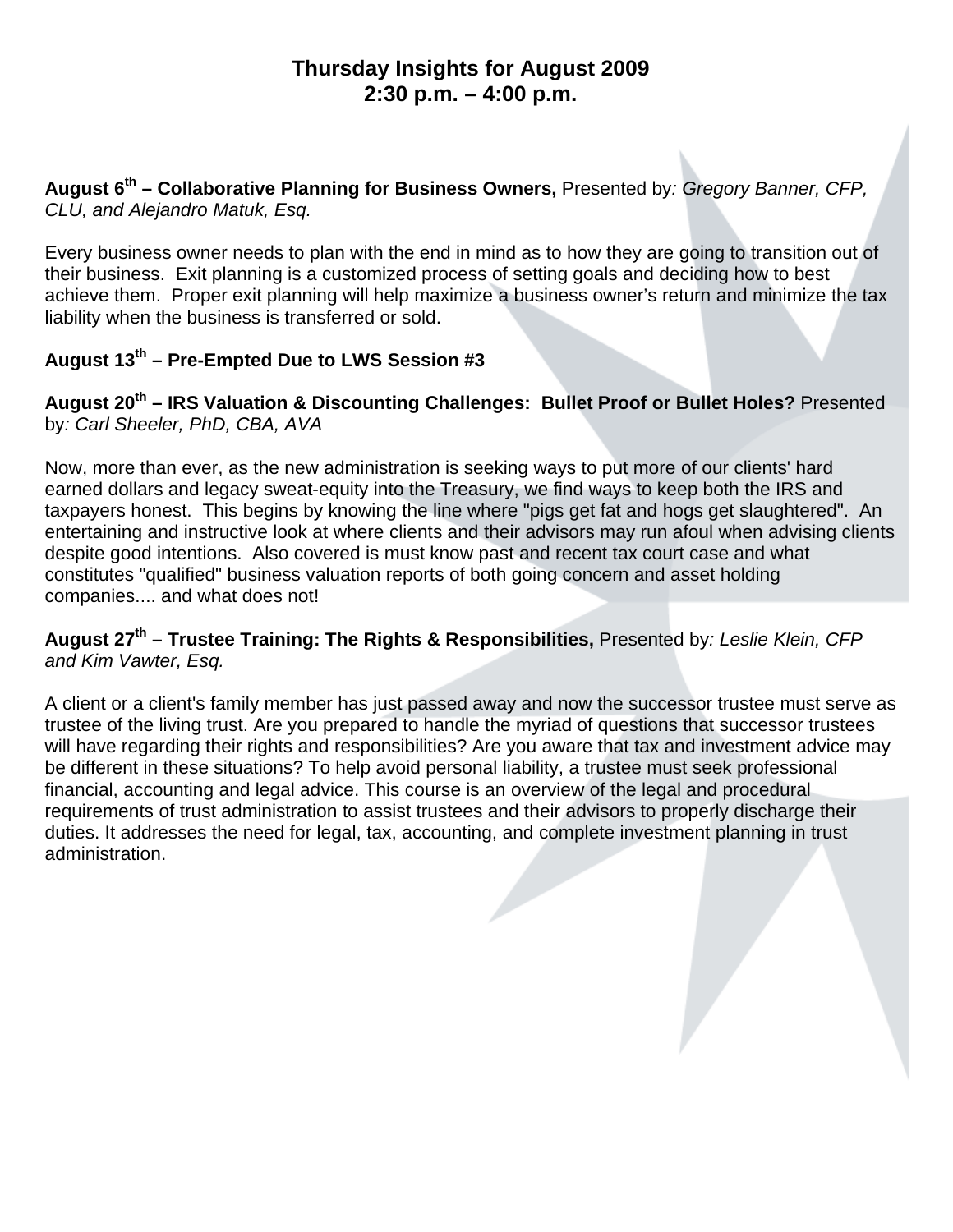# Thursday Insights for August 2009
## 2:30 p.m. – 4:00 p.m.

**August 6th – Collaborative Planning for Business Owners,** Presented by*: Gregory Banner, CFP, CLU, and Alejandro Matuk, Esq.*

Every business owner needs to plan with the end in mind as to how they are going to transition out of their business. Exit planning is a customized process of setting goals and deciding how to best achieve them. Proper exit planning will help maximize a business owner's return and minimize the tax liability when the business is transferred or sold.

**August 13th – Pre-Empted Due to LWS Session #3**

**August 20th – IRS Valuation & Discounting Challenges: Bullet Proof or Bullet Holes?** Presented by*: Carl Sheeler, PhD, CBA, AVA*

Now, more than ever, as the new administration is seeking ways to put more of our clients' hard earned dollars and legacy sweat-equity into the Treasury, we find ways to keep both the IRS and taxpayers honest. This begins by knowing the line where "pigs get fat and hogs get slaughtered". An entertaining and instructive look at where clients and their advisors may run afoul when advising clients despite good intentions. Also covered is must know past and recent tax court case and what constitutes "qualified" business valuation reports of both going concern and asset holding companies.... and what does not!

**August 27th – Trustee Training: The Rights & Responsibilities,** Presented by*: Leslie Klein, CFP and Kim Vawter, Esq.*

A client or a client's family member has just passed away and now the successor trustee must serve as trustee of the living trust. Are you prepared to handle the myriad of questions that successor trustees will have regarding their rights and responsibilities? Are you aware that tax and investment advice may be different in these situations? To help avoid personal liability, a trustee must seek professional financial, accounting and legal advice. This course is an overview of the legal and procedural requirements of trust administration to assist trustees and their advisors to properly discharge their duties. It addresses the need for legal, tax, accounting, and complete investment planning in trust administration.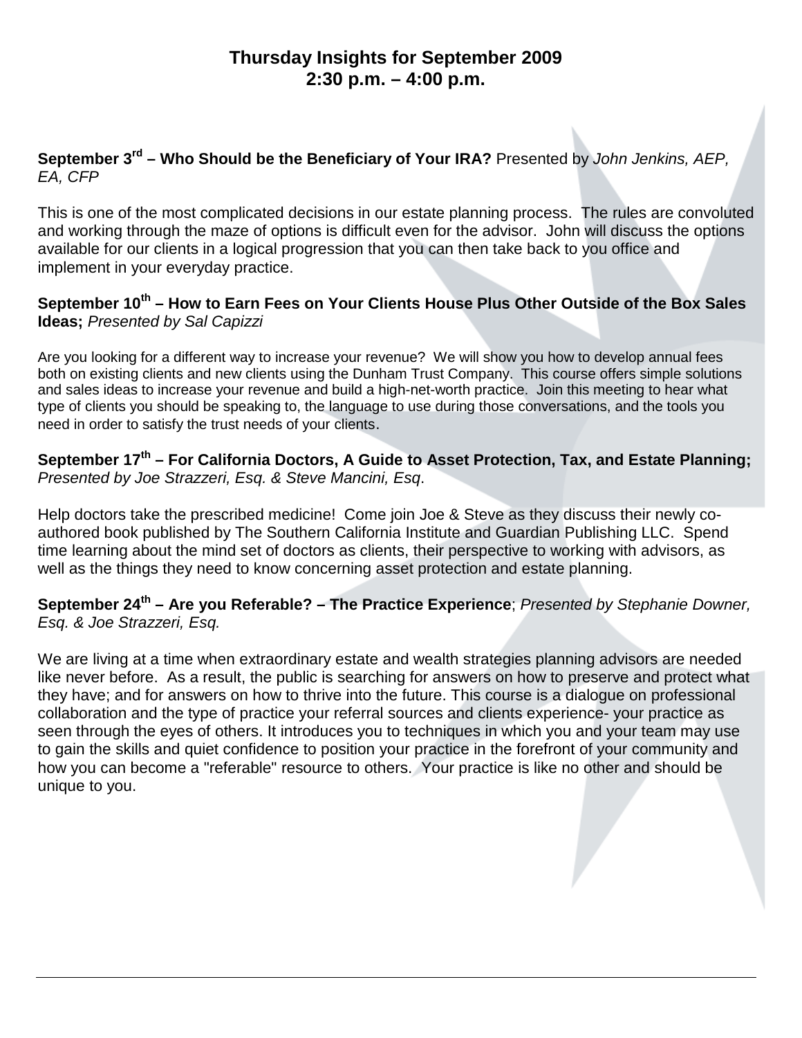# Thursday Insights for September 2009
## 2:30 p.m. – 4:00 p.m.

**September 3rd – Who Should be the Beneficiary of Your IRA?** Presented by *John Jenkins, AEP, EA, CFP*

This is one of the most complicated decisions in our estate planning process. The rules are convoluted and working through the maze of options is difficult even for the advisor. John will discuss the options available for our clients in a logical progression that you can then take back to you office and implement in your everyday practice.

**September 10th – How to Earn Fees on Your Clients House Plus Other Outside of the Box Sales Ideas;** *Presented by Sal Capizzi*

Are you looking for a different way to increase your revenue? We will show you how to develop annual fees both on existing clients and new clients using the Dunham Trust Company. This course offers simple solutions and sales ideas to increase your revenue and build a high-net-worth practice. Join this meeting to hear what type of clients you should be speaking to, the language to use during those conversations, and the tools you need in order to satisfy the trust needs of your clients.

**September 17th – For California Doctors, A Guide to Asset Protection, Tax, and Estate Planning;** *Presented by Joe Strazzeri, Esq. & Steve Mancini, Esq*.

Help doctors take the prescribed medicine! Come join Joe & Steve as they discuss their newly co-authored book published by The Southern California Institute and Guardian Publishing LLC. Spend time learning about the mind set of doctors as clients, their perspective to working with advisors, as well as the things they need to know concerning asset protection and estate planning.

**September 24th – Are you Referable? – The Practice Experience**; *Presented by Stephanie Downer, Esq. & Joe Strazzeri, Esq.*

We are living at a time when extraordinary estate and wealth strategies planning advisors are needed like never before. As a result, the public is searching for answers on how to preserve and protect what they have; and for answers on how to thrive into the future. This course is a dialogue on professional collaboration and the type of practice your referral sources and clients experience- your practice as seen through the eyes of others. It introduces you to techniques in which you and your team may use to gain the skills and quiet confidence to position your practice in the forefront of your community and how you can become a "referable" resource to others. Your practice is like no other and should be unique to you.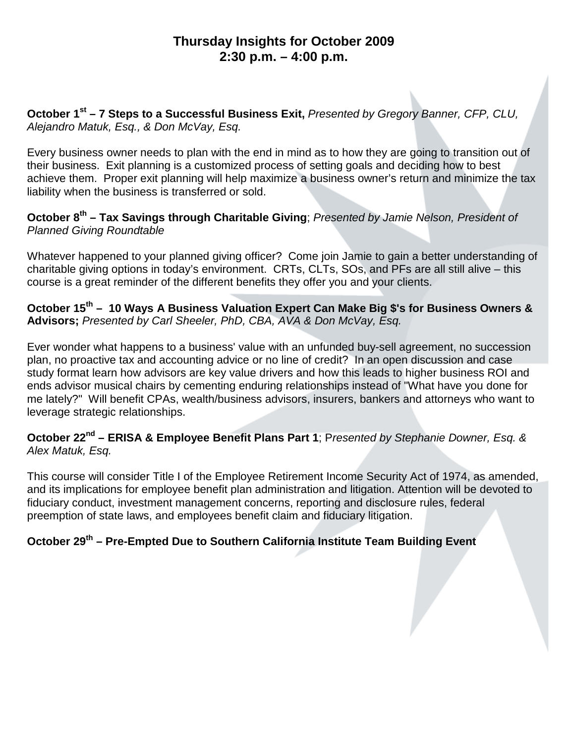# Thursday Insights for October 2009
## 2:30 p.m. – 4:00 p.m.

**October 1st – 7 Steps to a Successful Business Exit,** *Presented by Gregory Banner, CFP, CLU, Alejandro Matuk, Esq., & Don McVay, Esq.*

Every business owner needs to plan with the end in mind as to how they are going to transition out of their business. Exit planning is a customized process of setting goals and deciding how to best achieve them. Proper exit planning will help maximize a business owner's return and minimize the tax liability when the business is transferred or sold.

**October 8th – Tax Savings through Charitable Giving**; *Presented by Jamie Nelson, President of Planned Giving Roundtable*

Whatever happened to your planned giving officer? Come join Jamie to gain a better understanding of charitable giving options in today's environment. CRTs, CLTs, SOs, and PFs are all still alive – this course is a great reminder of the different benefits they offer you and your clients.

**October 15th – 10 Ways A Business Valuation Expert Can Make Big $'s for Business Owners & Advisors;** *Presented by Carl Sheeler, PhD, CBA, AVA & Don McVay, Esq.*

Ever wonder what happens to a business' value with an unfunded buy-sell agreement, no succession plan, no proactive tax and accounting advice or no line of credit? In an open discussion and case study format learn how advisors are key value drivers and how this leads to higher business ROI and ends advisor musical chairs by cementing enduring relationships instead of "What have you done for me lately?" Will benefit CPAs, wealth/business advisors, insurers, bankers and attorneys who want to leverage strategic relationships.

**October 22nd – ERISA & Employee Benefit Plans Part 1**; P*resented by Stephanie Downer, Esq. & Alex Matuk, Esq.*

This course will consider Title I of the Employee Retirement Income Security Act of 1974, as amended, and its implications for employee benefit plan administration and litigation. Attention will be devoted to fiduciary conduct, investment management concerns, reporting and disclosure rules, federal preemption of state laws, and employees benefit claim and fiduciary litigation.

**October 29th – Pre-Empted Due to Southern California Institute Team Building Event**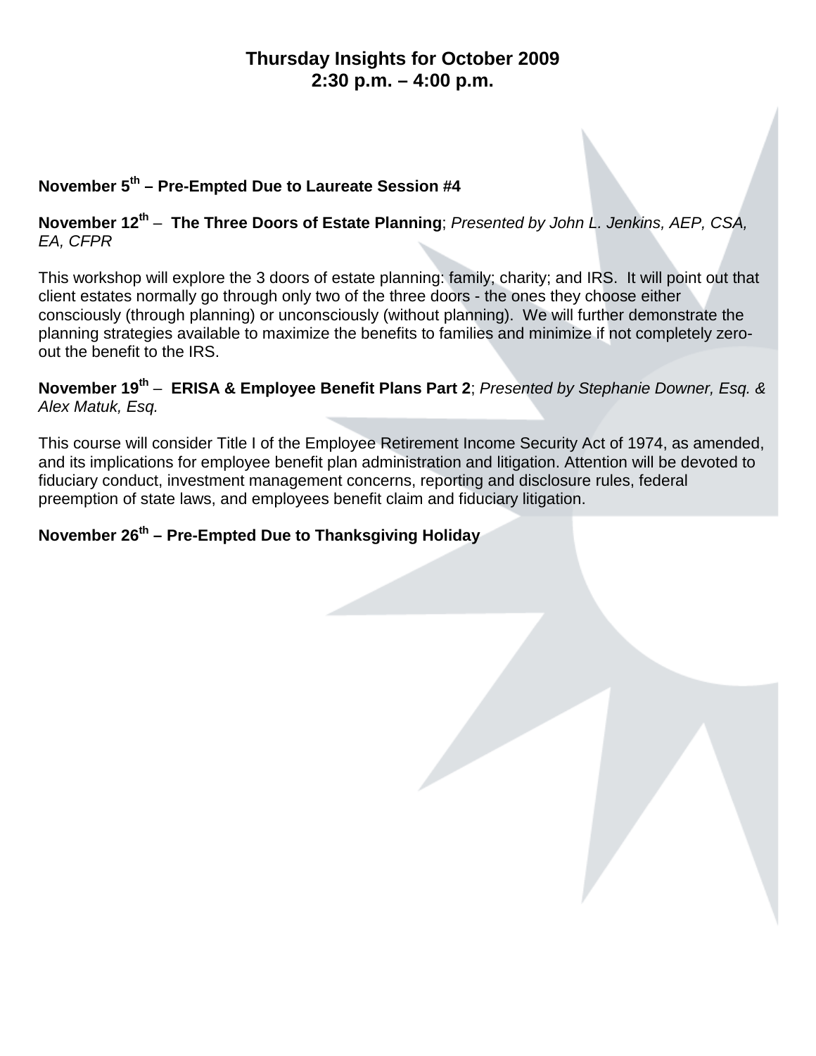# Thursday Insights for October 2009
## 2:30 p.m. – 4:00 p.m.

**November 5th – Pre-Empted Due to Laureate Session #4**

**November 12th – The Three Doors of Estate Planning**; *Presented by John L. Jenkins, AEP, CSA, EA, CFPR*

This workshop will explore the 3 doors of estate planning: family; charity; and IRS. It will point out that client estates normally go through only two of the three doors - the ones they choose either consciously (through planning) or unconsciously (without planning). We will further demonstrate the planning strategies available to maximize the benefits to families and minimize if not completely zero-out the benefit to the IRS.

**November 19th – ERISA & Employee Benefit Plans Part 2**; *Presented by Stephanie Downer, Esq. & Alex Matuk, Esq.*

This course will consider Title I of the Employee Retirement Income Security Act of 1974, as amended, and its implications for employee benefit plan administration and litigation. Attention will be devoted to fiduciary conduct, investment management concerns, reporting and disclosure rules, federal preemption of state laws, and employees benefit claim and fiduciary litigation.

**November 26th – Pre-Empted Due to Thanksgiving Holiday**